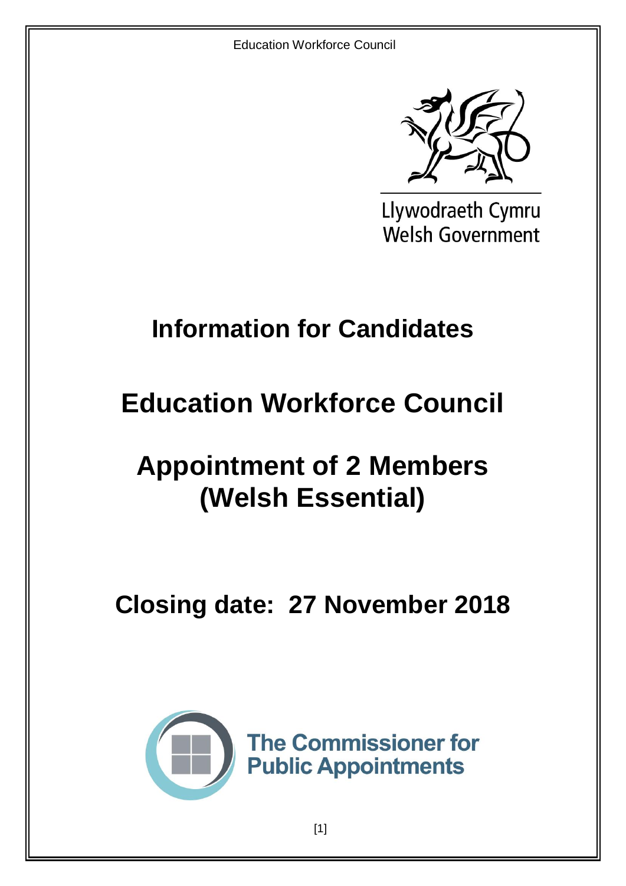Llywodraeth Cymru
Welsh Government

# Information for Candidates

# Education Workforce Council

# Appointment of 2 Members (Welsh Essential)

## Closing date: 27 November 2018

The Commissioner for Public Appointments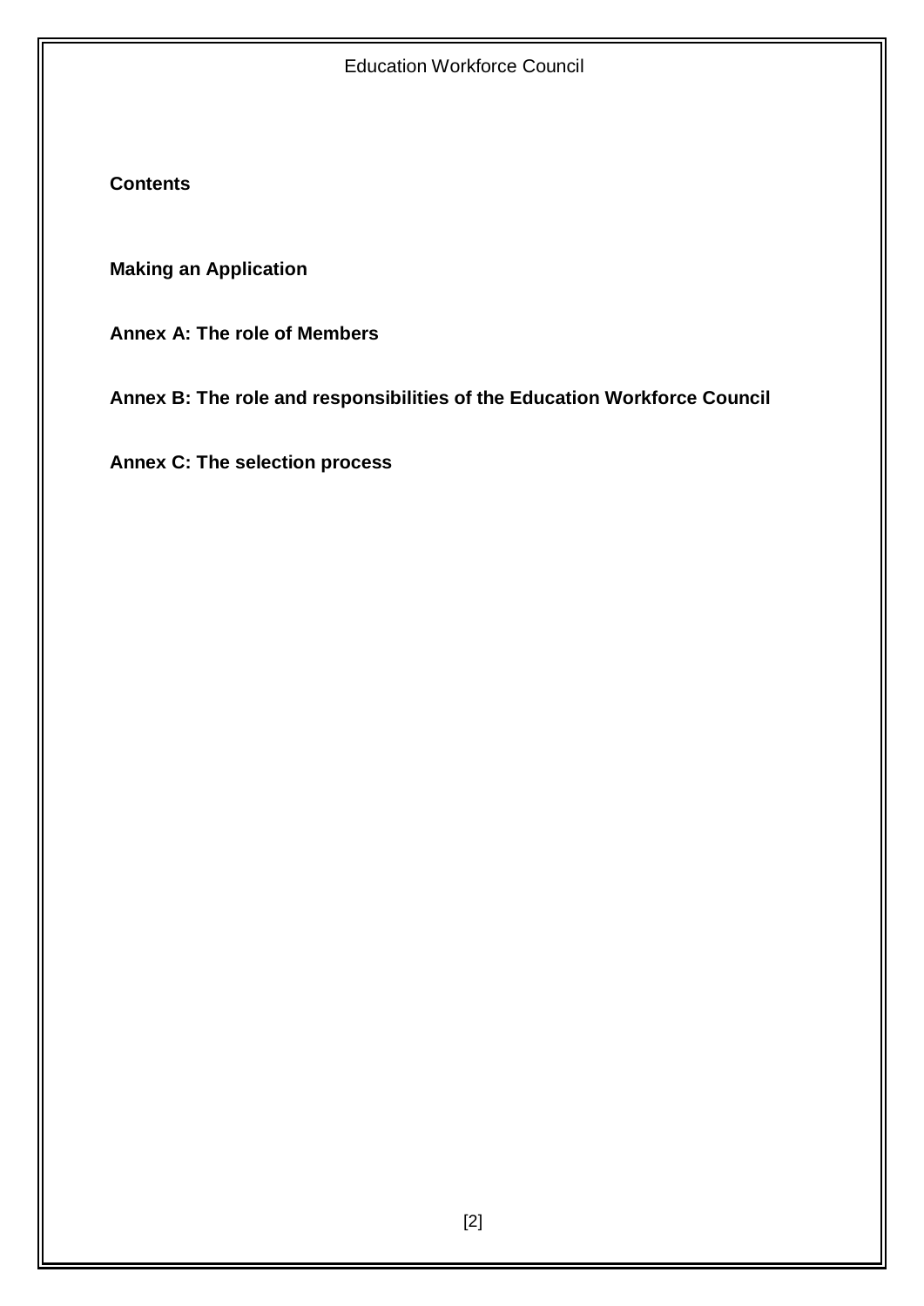**Contents**

**Making an Application**

**Annex A: The role of Members**

**Annex B: The role and responsibilities of the Education Workforce Council**

**Annex C: The selection process**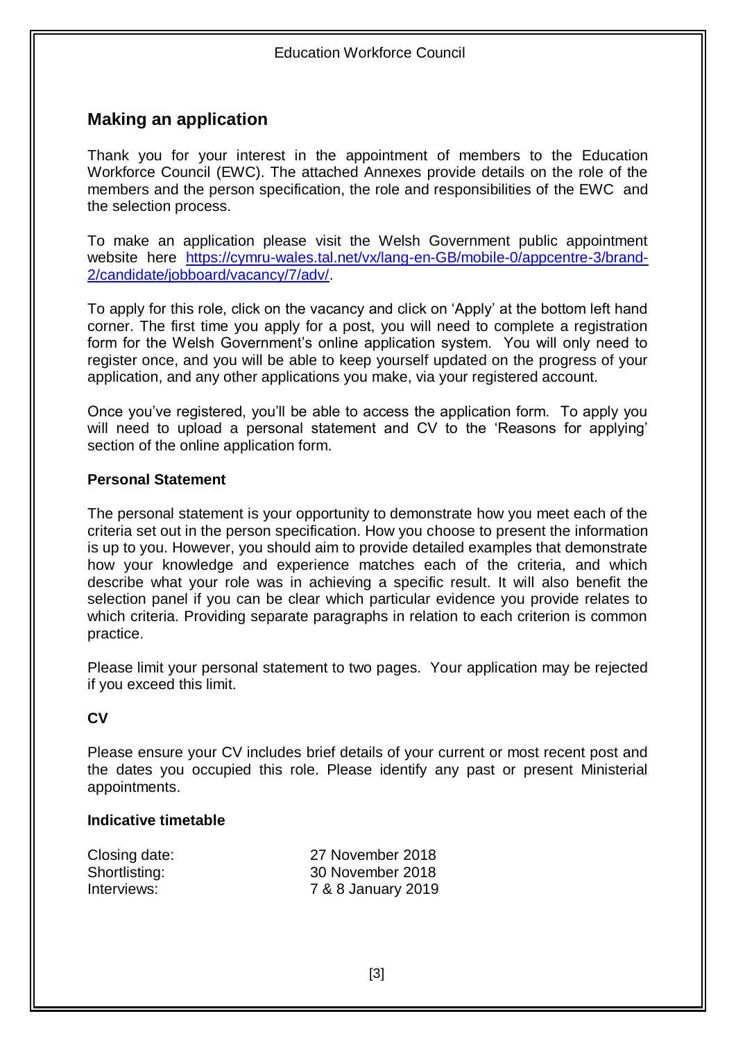## Making an application

Thank you for your interest in the appointment of members to the Education Workforce Council (EWC). The attached Annexes provide details on the role of the members and the person specification, the role and responsibilities of the EWC and the selection process.

To make an application please visit the Welsh Government public appointment website here https://cymru-wales.tal.net/vx/lang-en-GB/mobile-0/appcentre-3/brand-2/candidate/jobboard/vacancy/7/adv/.

To apply for this role, click on the vacancy and click on 'Apply' at the bottom left hand corner. The first time you apply for a post, you will need to complete a registration form for the Welsh Government's online application system. You will only need to register once, and you will be able to keep yourself updated on the progress of your application, and any other applications you make, via your registered account.

Once you've registered, you'll be able to access the application form. To apply you will need to upload a personal statement and CV to the 'Reasons for applying' section of the online application form.

**Personal Statement**

The personal statement is your opportunity to demonstrate how you meet each of the criteria set out in the person specification. How you choose to present the information is up to you. However, you should aim to provide detailed examples that demonstrate how your knowledge and experience matches each of the criteria, and which describe what your role was in achieving a specific result. It will also benefit the selection panel if you can be clear which particular evidence you provide relates to which criteria. Providing separate paragraphs in relation to each criterion is common practice.

Please limit your personal statement to two pages. Your application may be rejected if you exceed this limit.

**CV**

Please ensure your CV includes brief details of your current or most recent post and the dates you occupied this role. Please identify any past or present Ministerial appointments.

**Indicative timetable**

| | |
|---|---|
| Closing date: | 27 November 2018 |
| Shortlisting: | 30 November 2018 |
| Interviews: | 7 & 8 January 2019 |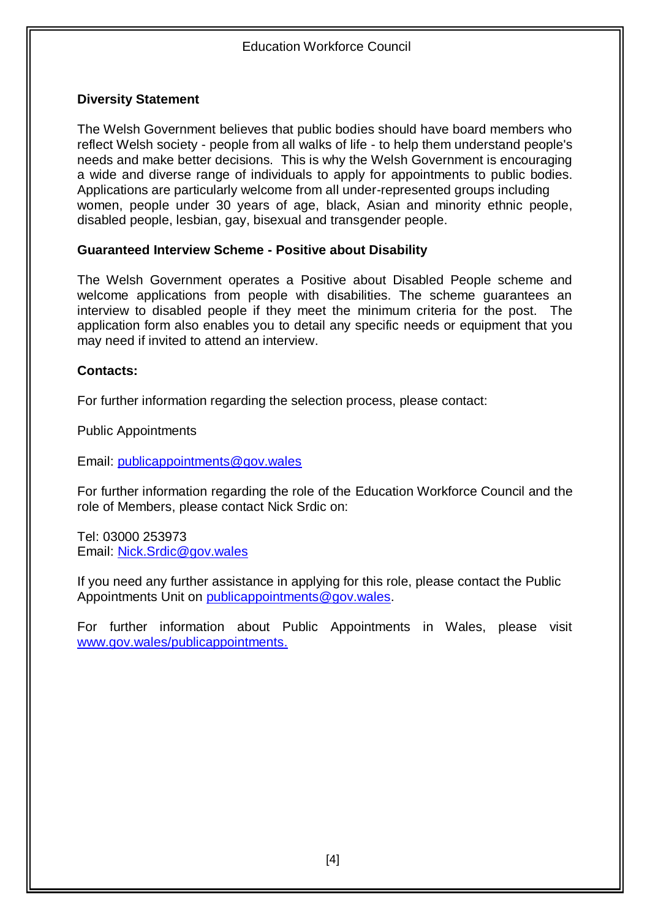**Diversity Statement**

The Welsh Government believes that public bodies should have board members who reflect Welsh society - people from all walks of life - to help them understand people's needs and make better decisions. This is why the Welsh Government is encouraging a wide and diverse range of individuals to apply for appointments to public bodies. Applications are particularly welcome from all under-represented groups including women, people under 30 years of age, black, Asian and minority ethnic people, disabled people, lesbian, gay, bisexual and transgender people.

**Guaranteed Interview Scheme - Positive about Disability**

The Welsh Government operates a Positive about Disabled People scheme and welcome applications from people with disabilities. The scheme guarantees an interview to disabled people if they meet the minimum criteria for the post. The application form also enables you to detail any specific needs or equipment that you may need if invited to attend an interview.

**Contacts:**

For further information regarding the selection process, please contact:

Public Appointments

Email: publicappointments@gov.wales

For further information regarding the role of the Education Workforce Council and the role of Members, please contact Nick Srdic on:

Tel: 03000 253973
Email: Nick.Srdic@gov.wales

If you need any further assistance in applying for this role, please contact the Public Appointments Unit on publicappointments@gov.wales.

For further information about Public Appointments in Wales, please visit www.gov.wales/publicappointments.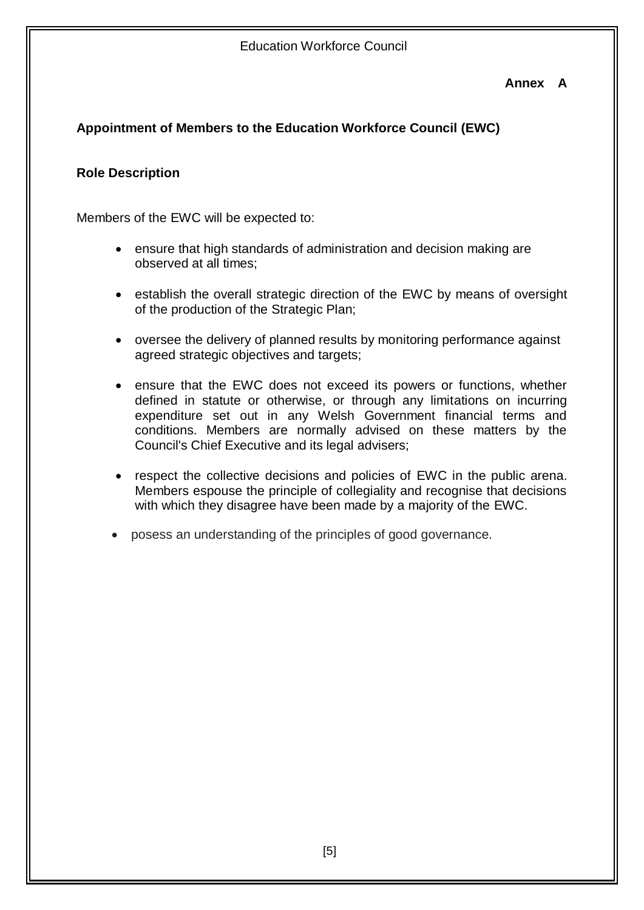**Annex A**

## Appointment of Members to the Education Workforce Council (EWC)

### Role Description

Members of the EWC will be expected to:

- ensure that high standards of administration and decision making are observed at all times;
- establish the overall strategic direction of the EWC by means of oversight of the production of the Strategic Plan;
- oversee the delivery of planned results by monitoring performance against agreed strategic objectives and targets;
- ensure that the EWC does not exceed its powers or functions, whether defined in statute or otherwise, or through any limitations on incurring expenditure set out in any Welsh Government financial terms and conditions. Members are normally advised on these matters by the Council's Chief Executive and its legal advisers;
- respect the collective decisions and policies of EWC in the public arena. Members espouse the principle of collegiality and recognise that decisions with which they disagree have been made by a majority of the EWC.
- posess an understanding of the principles of good governance.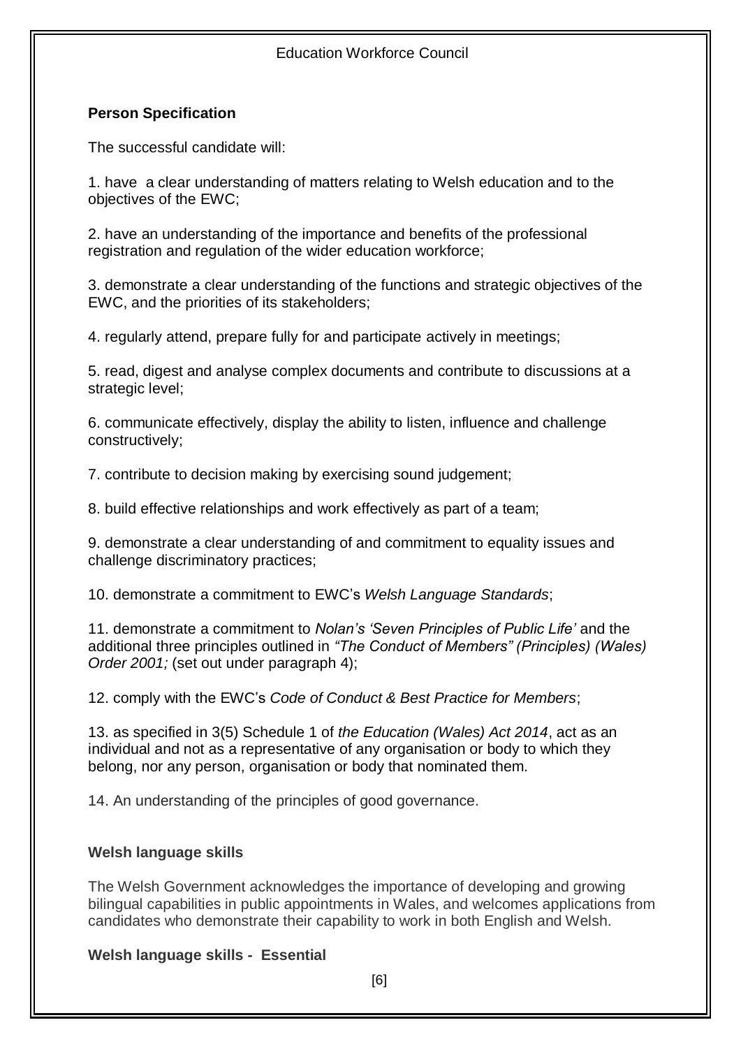## Person Specification

The successful candidate will:

1. have a clear understanding of matters relating to Welsh education and to the objectives of the EWC;

2. have an understanding of the importance and benefits of the professional registration and regulation of the wider education workforce;

3. demonstrate a clear understanding of the functions and strategic objectives of the EWC, and the priorities of its stakeholders;

4. regularly attend, prepare fully for and participate actively in meetings;

5. read, digest and analyse complex documents and contribute to discussions at a strategic level;

6. communicate effectively, display the ability to listen, influence and challenge constructively;

7. contribute to decision making by exercising sound judgement;

8. build effective relationships and work effectively as part of a team;

9. demonstrate a clear understanding of and commitment to equality issues and challenge discriminatory practices;

10. demonstrate a commitment to EWC's *Welsh Language Standards*;

11. demonstrate a commitment to *Nolan's 'Seven Principles of Public Life'* and the additional three principles outlined in *"The Conduct of Members" (Principles) (Wales) Order 2001;* (set out under paragraph 4);

12. comply with the EWC's *Code of Conduct & Best Practice for Members*;

13. as specified in 3(5) Schedule 1 of *the Education (Wales) Act 2014*, act as an individual and not as a representative of any organisation or body to which they belong, nor any person, organisation or body that nominated them.

14. An understanding of the principles of good governance.

### Welsh language skills

The Welsh Government acknowledges the importance of developing and growing bilingual capabilities in public appointments in Wales, and welcomes applications from candidates who demonstrate their capability to work in both English and Welsh.

### Welsh language skills - Essential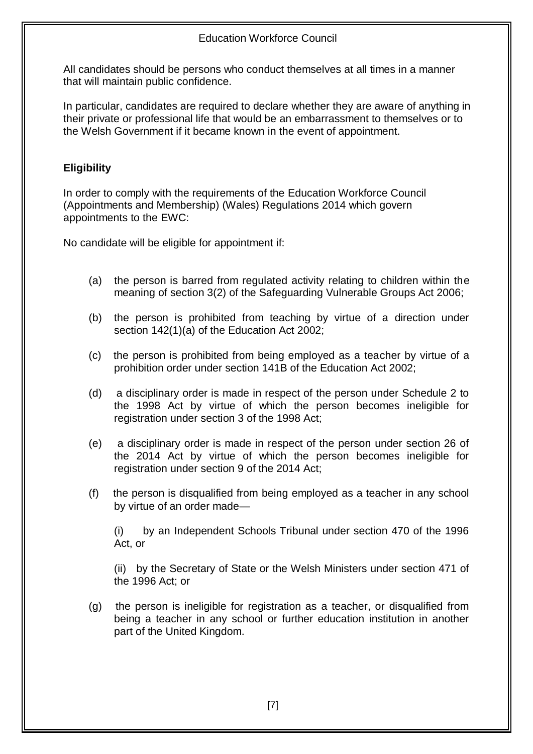All candidates should be persons who conduct themselves at all times in a manner that will maintain public confidence.

In particular, candidates are required to declare whether they are aware of anything in their private or professional life that would be an embarrassment to themselves or to the Welsh Government if it became known in the event of appointment.

**Eligibility**

In order to comply with the requirements of the Education Workforce Council (Appointments and Membership) (Wales) Regulations 2014 which govern appointments to the EWC:

No candidate will be eligible for appointment if:

(a) the person is barred from regulated activity relating to children within the meaning of section 3(2) of the Safeguarding Vulnerable Groups Act 2006;

(b) the person is prohibited from teaching by virtue of a direction under section 142(1)(a) of the Education Act 2002;

(c) the person is prohibited from being employed as a teacher by virtue of a prohibition order under section 141B of the Education Act 2002;

(d) a disciplinary order is made in respect of the person under Schedule 2 to the 1998 Act by virtue of which the person becomes ineligible for registration under section 3 of the 1998 Act;

(e) a disciplinary order is made in respect of the person under section 26 of the 2014 Act by virtue of which the person becomes ineligible for registration under section 9 of the 2014 Act;

(f) the person is disqualified from being employed as a teacher in any school by virtue of an order made—

(i) by an Independent Schools Tribunal under section 470 of the 1996 Act, or

(ii) by the Secretary of State or the Welsh Ministers under section 471 of the 1996 Act; or

(g) the person is ineligible for registration as a teacher, or disqualified from being a teacher in any school or further education institution in another part of the United Kingdom.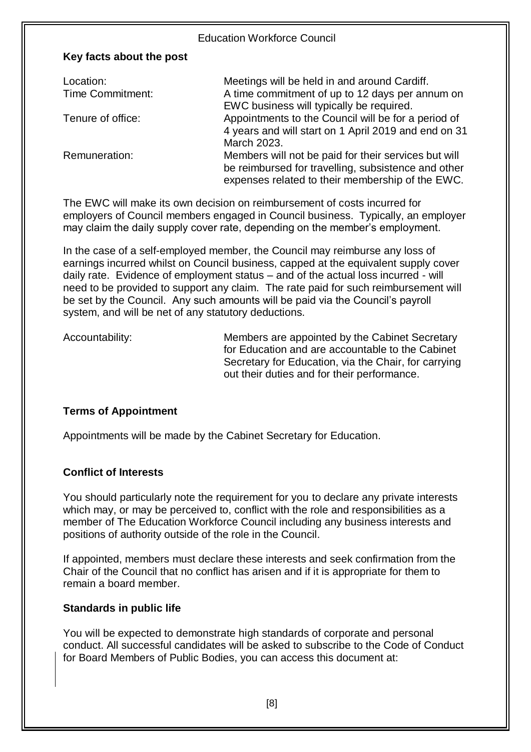Education Workforce Council

**Key facts about the post**

| | |
|---|---|
| Location: | Meetings will be held in and around Cardiff. |
| Time Commitment: | A time commitment of up to 12 days per annum on EWC business will typically be required. |
| Tenure of office: | Appointments to the Council will be for a period of 4 years and will start on 1 April 2019 and end on 31 March 2023. |
| Remuneration: | Members will not be paid for their services but will be reimbursed for travelling, subsistence and other expenses related to their membership of the EWC. |

The EWC will make its own decision on reimbursement of costs incurred for employers of Council members engaged in Council business. Typically, an employer may claim the daily supply cover rate, depending on the member's employment.

In the case of a self-employed member, the Council may reimburse any loss of earnings incurred whilst on Council business, capped at the equivalent supply cover daily rate. Evidence of employment status – and of the actual loss incurred - will need to be provided to support any claim. The rate paid for such reimbursement will be set by the Council. Any such amounts will be paid via the Council's payroll system, and will be net of any statutory deductions.

| | |
|---|---|
| Accountability: | Members are appointed by the Cabinet Secretary for Education and are accountable to the Cabinet Secretary for Education, via the Chair, for carrying out their duties and for their performance. |

**Terms of Appointment**

Appointments will be made by the Cabinet Secretary for Education.

**Conflict of Interests**

You should particularly note the requirement for you to declare any private interests which may, or may be perceived to, conflict with the role and responsibilities as a member of The Education Workforce Council including any business interests and positions of authority outside of the role in the Council.

If appointed, members must declare these interests and seek confirmation from the Chair of the Council that no conflict has arisen and if it is appropriate for them to remain a board member.

**Standards in public life**

You will be expected to demonstrate high standards of corporate and personal conduct. All successful candidates will be asked to subscribe to the Code of Conduct for Board Members of Public Bodies, you can access this document at: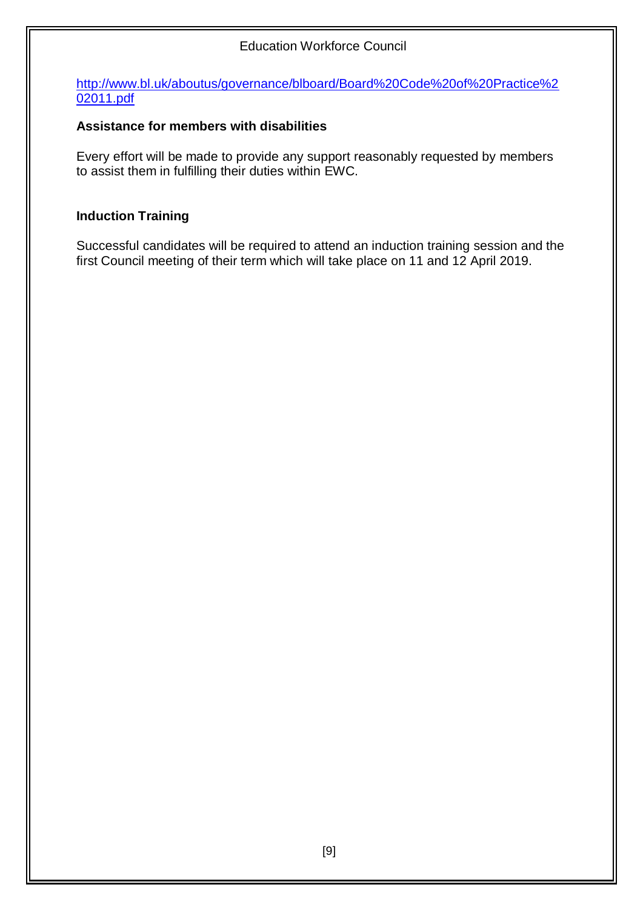http://www.bl.uk/aboutus/governance/blboard/Board%20Code%20of%20Practice%202011.pdf

### Assistance for members with disabilities

Every effort will be made to provide any support reasonably requested by members to assist them in fulfilling their duties within EWC.

### Induction Training

Successful candidates will be required to attend an induction training session and the first Council meeting of their term which will take place on 11 and 12 April 2019.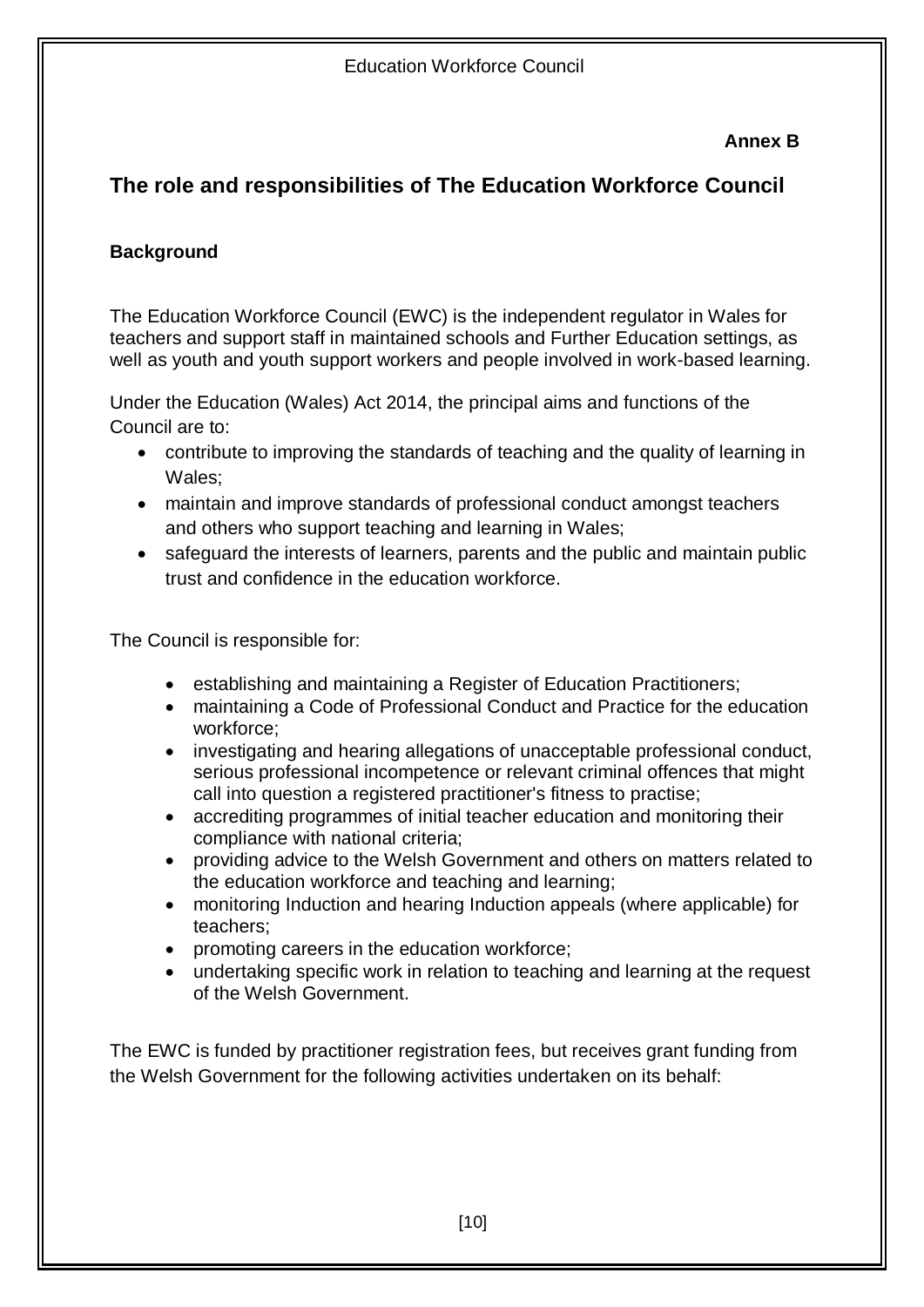**Annex B**

## The role and responsibilities of The Education Workforce Council

### Background

The Education Workforce Council (EWC) is the independent regulator in Wales for teachers and support staff in maintained schools and Further Education settings, as well as youth and youth support workers and people involved in work-based learning.

Under the Education (Wales) Act 2014, the principal aims and functions of the Council are to:

- contribute to improving the standards of teaching and the quality of learning in Wales;
- maintain and improve standards of professional conduct amongst teachers and others who support teaching and learning in Wales;
- safeguard the interests of learners, parents and the public and maintain public trust and confidence in the education workforce.

The Council is responsible for:

- establishing and maintaining a Register of Education Practitioners;
- maintaining a Code of Professional Conduct and Practice for the education workforce;
- investigating and hearing allegations of unacceptable professional conduct, serious professional incompetence or relevant criminal offences that might call into question a registered practitioner's fitness to practise;
- accrediting programmes of initial teacher education and monitoring their compliance with national criteria;
- providing advice to the Welsh Government and others on matters related to the education workforce and teaching and learning;
- monitoring Induction and hearing Induction appeals (where applicable) for teachers;
- promoting careers in the education workforce;
- undertaking specific work in relation to teaching and learning at the request of the Welsh Government.

The EWC is funded by practitioner registration fees, but receives grant funding from the Welsh Government for the following activities undertaken on its behalf: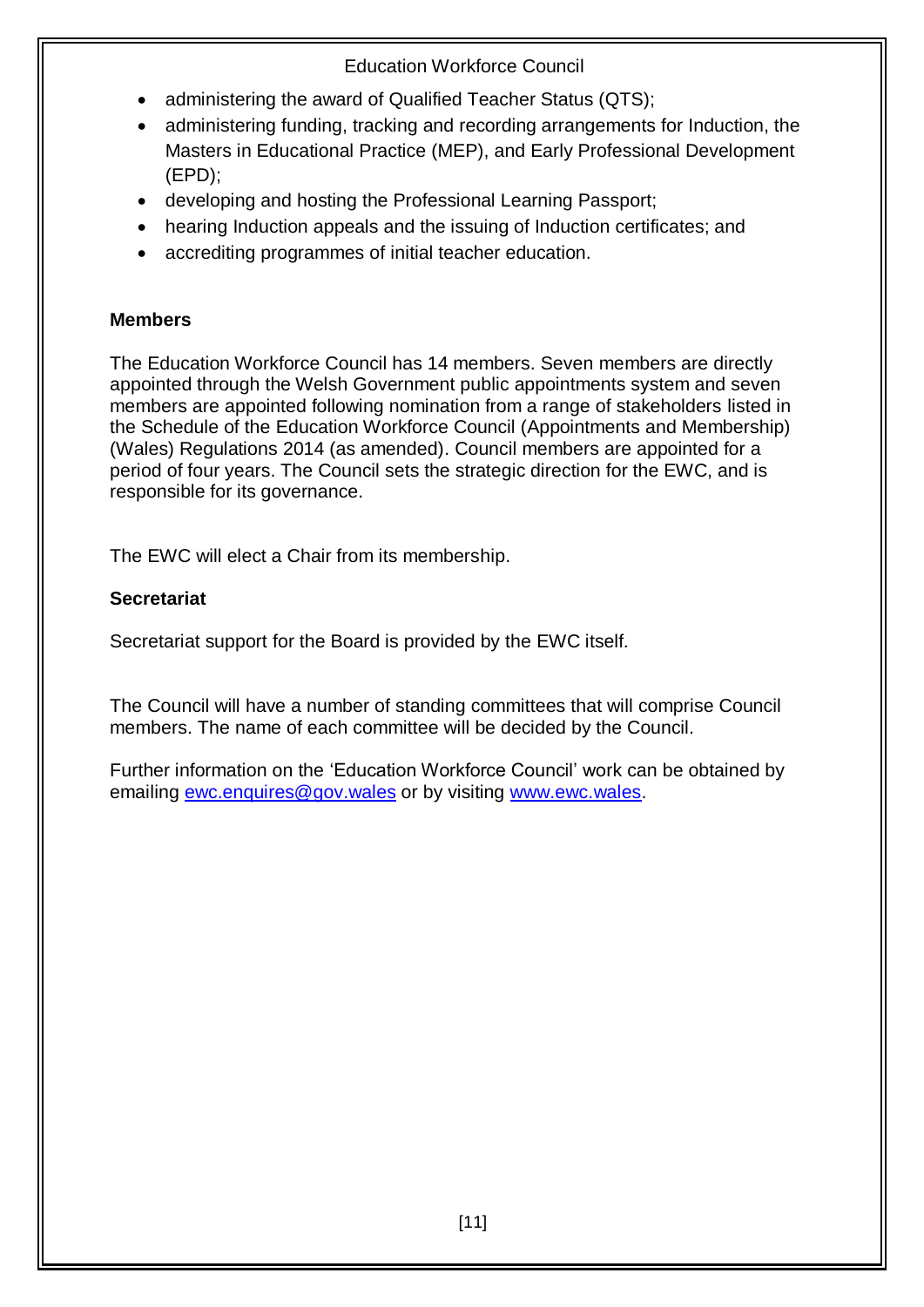- administering the award of Qualified Teacher Status (QTS);
- administering funding, tracking and recording arrangements for Induction, the Masters in Educational Practice (MEP), and Early Professional Development (EPD);
- developing and hosting the Professional Learning Passport;
- hearing Induction appeals and the issuing of Induction certificates; and
- accrediting programmes of initial teacher education.

**Members**

The Education Workforce Council has 14 members. Seven members are directly appointed through the Welsh Government public appointments system and seven members are appointed following nomination from a range of stakeholders listed in the Schedule of the Education Workforce Council (Appointments and Membership) (Wales) Regulations 2014 (as amended). Council members are appointed for a period of four years. The Council sets the strategic direction for the EWC, and is responsible for its governance.

The EWC will elect a Chair from its membership.

**Secretariat**

Secretariat support for the Board is provided by the EWC itself.

The Council will have a number of standing committees that will comprise Council members. The name of each committee will be decided by the Council.

Further information on the 'Education Workforce Council' work can be obtained by emailing [ewc.enquires@gov.wales](mailto:ewc.enquires@gov.wales) or by visiting [www.ewc.wales](http://www.ewc.wales).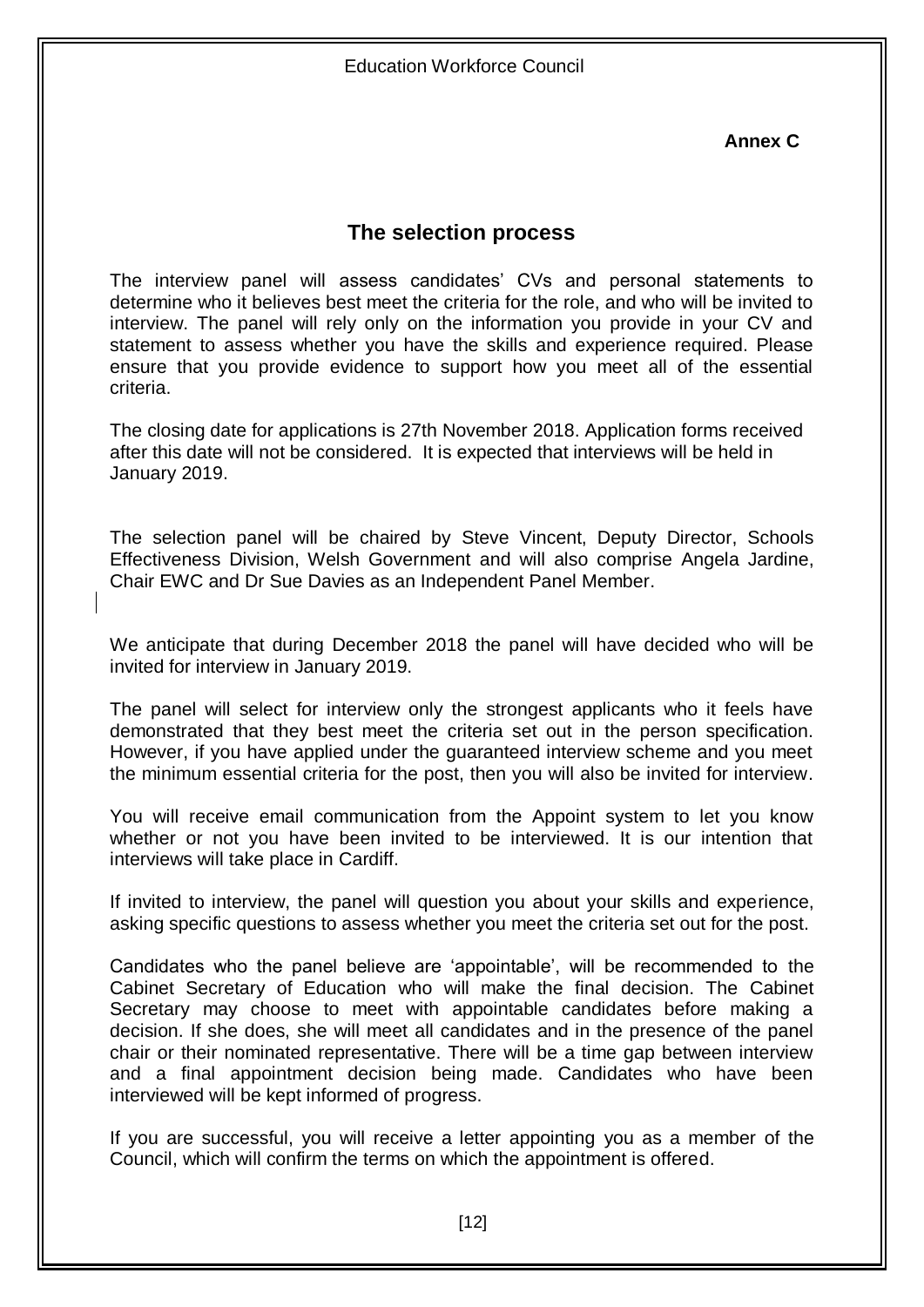**Annex C**

## The selection process

The interview panel will assess candidates' CVs and personal statements to determine who it believes best meet the criteria for the role, and who will be invited to interview. The panel will rely only on the information you provide in your CV and statement to assess whether you have the skills and experience required. Please ensure that you provide evidence to support how you meet all of the essential criteria.

The closing date for applications is 27th November 2018. Application forms received after this date will not be considered. It is expected that interviews will be held in January 2019.

The selection panel will be chaired by Steve Vincent, Deputy Director, Schools Effectiveness Division, Welsh Government and will also comprise Angela Jardine, Chair EWC and Dr Sue Davies as an Independent Panel Member.

We anticipate that during December 2018 the panel will have decided who will be invited for interview in January 2019.

The panel will select for interview only the strongest applicants who it feels have demonstrated that they best meet the criteria set out in the person specification. However, if you have applied under the guaranteed interview scheme and you meet the minimum essential criteria for the post, then you will also be invited for interview.

You will receive email communication from the Appoint system to let you know whether or not you have been invited to be interviewed. It is our intention that interviews will take place in Cardiff.

If invited to interview, the panel will question you about your skills and experience, asking specific questions to assess whether you meet the criteria set out for the post.

Candidates who the panel believe are 'appointable', will be recommended to the Cabinet Secretary of Education who will make the final decision. The Cabinet Secretary may choose to meet with appointable candidates before making a decision. If she does, she will meet all candidates and in the presence of the panel chair or their nominated representative. There will be a time gap between interview and a final appointment decision being made. Candidates who have been interviewed will be kept informed of progress.

If you are successful, you will receive a letter appointing you as a member of the Council, which will confirm the terms on which the appointment is offered.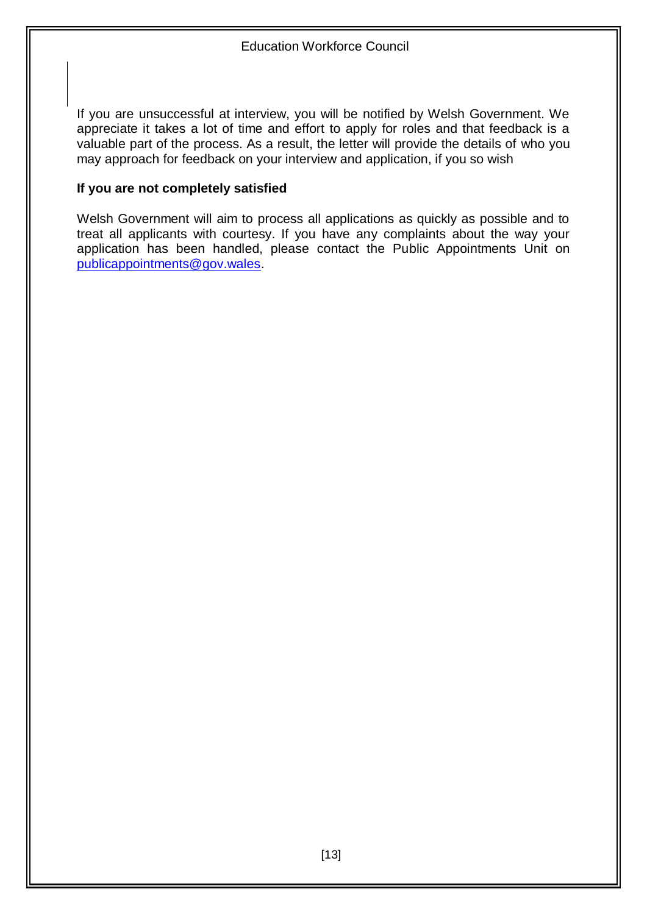If you are unsuccessful at interview, you will be notified by Welsh Government. We appreciate it takes a lot of time and effort to apply for roles and that feedback is a valuable part of the process. As a result, the letter will provide the details of who you may approach for feedback on your interview and application, if you so wish

**If you are not completely satisfied**

Welsh Government will aim to process all applications as quickly as possible and to treat all applicants with courtesy. If you have any complaints about the way your application has been handled, please contact the Public Appointments Unit on publicappointments@gov.wales.